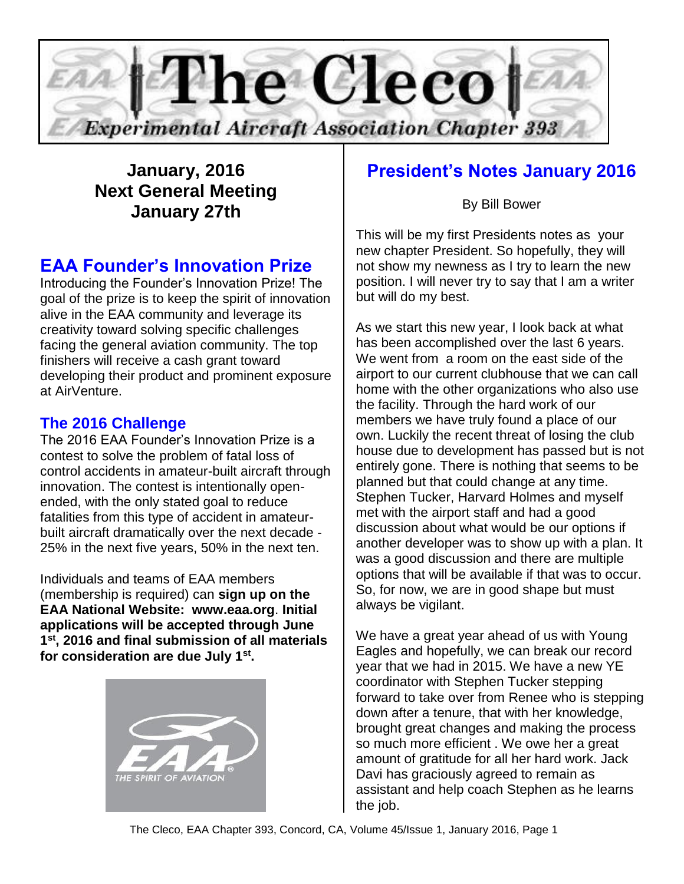# The Cleco

*Experimental Aircraft Association Chapter 393*

**January, 2016**
**Next General Meeting**
**January 27th**

## EAA Founder's Innovation Prize

Introducing the Founder's Innovation Prize! The goal of the prize is to keep the spirit of innovation alive in the EAA community and leverage its creativity toward solving specific challenges facing the general aviation community. The top finishers will receive a cash grant toward developing their product and prominent exposure at AirVenture.

### The 2016 Challenge

The 2016 EAA Founder's Innovation Prize is a contest to solve the problem of fatal loss of control accidents in amateur-built aircraft through innovation. The contest is intentionally open-ended, with the only stated goal to reduce fatalities from this type of accident in amateur-built aircraft dramatically over the next decade - 25% in the next five years, 50% in the next ten.

Individuals and teams of EAA members (membership is required) can **sign up on the EAA National Website: www.eaa.org**. **Initial applications will be accepted through June 1st, 2016 and final submission of all materials for consideration are due July 1st.**

## President's Notes January 2016

By Bill Bower

This will be my first Presidents notes as your new chapter President. So hopefully, they will not show my newness as I try to learn the new position. I will never try to say that I am a writer but will do my best.

As we start this new year, I look back at what has been accomplished over the last 6 years. We went from a room on the east side of the airport to our current clubhouse that we can call home with the other organizations who also use the facility. Through the hard work of our members we have truly found a place of our own. Luckily the recent threat of losing the club house due to development has passed but is not entirely gone. There is nothing that seems to be planned but that could change at any time. Stephen Tucker, Harvard Holmes and myself met with the airport staff and had a good discussion about what would be our options if another developer was to show up with a plan. It was a good discussion and there are multiple options that will be available if that was to occur. So, for now, we are in good shape but must always be vigilant.

We have a great year ahead of us with Young Eagles and hopefully, we can break our record year that we had in 2015. We have a new YE coordinator with Stephen Tucker stepping forward to take over from Renee who is stepping down after a tenure, that with her knowledge, brought great changes and making the process so much more efficient . We owe her a great amount of gratitude for all her hard work. Jack Davi has graciously agreed to remain as assistant and help coach Stephen as he learns the job.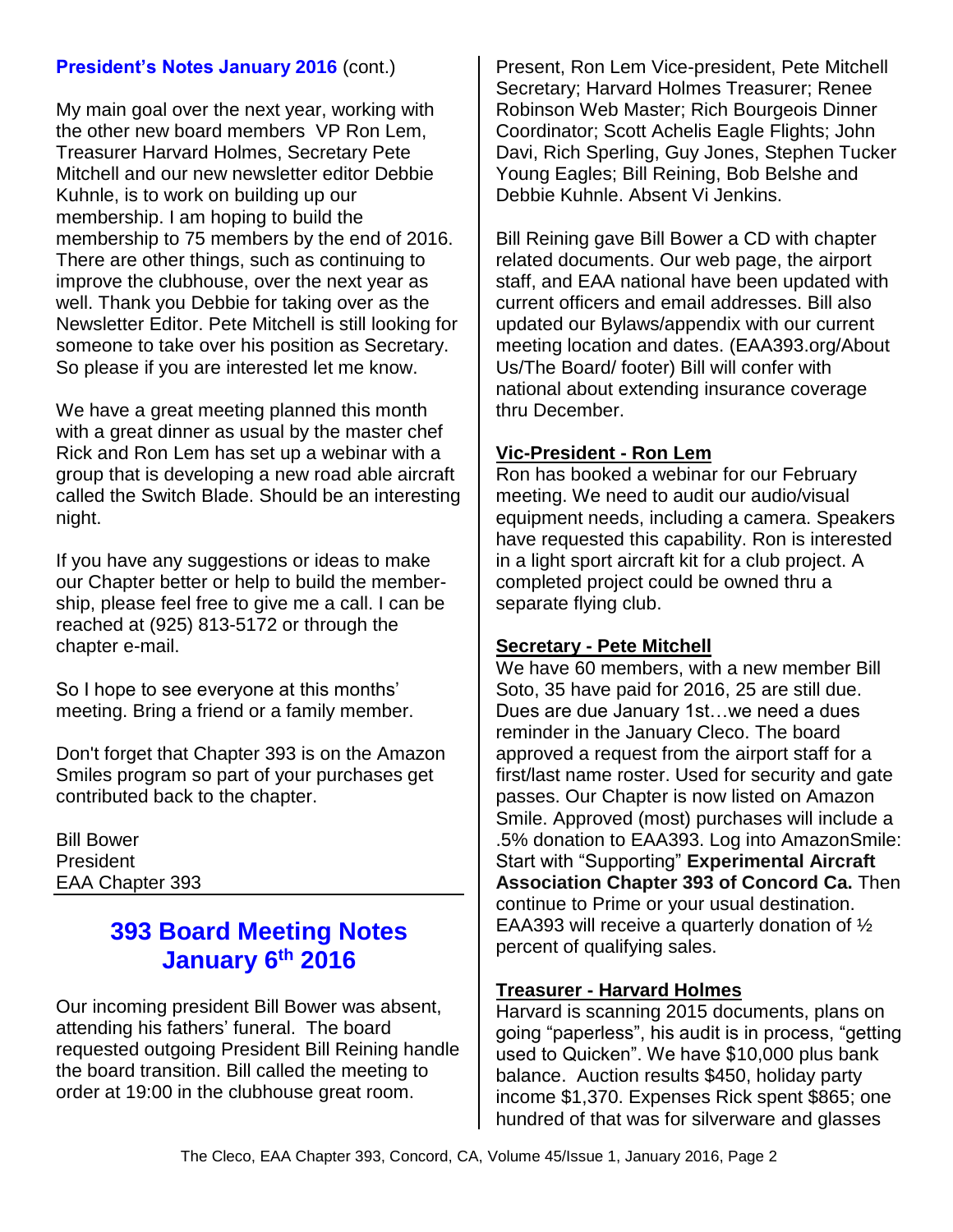**President's Notes January 2016** (cont.)

My main goal over the next year, working with the other new board members VP Ron Lem, Treasurer Harvard Holmes, Secretary Pete Mitchell and our new newsletter editor Debbie Kuhnle, is to work on building up our membership. I am hoping to build the membership to 75 members by the end of 2016. There are other things, such as continuing to improve the clubhouse, over the next year as well. Thank you Debbie for taking over as the Newsletter Editor. Pete Mitchell is still looking for someone to take over his position as Secretary. So please if you are interested let me know.

We have a great meeting planned this month with a great dinner as usual by the master chef Rick and Ron Lem has set up a webinar with a group that is developing a new road able aircraft called the Switch Blade. Should be an interesting night.

If you have any suggestions or ideas to make our Chapter better or help to build the membership, please feel free to give me a call. I can be reached at (925) 813-5172 or through the chapter e-mail.

So I hope to see everyone at this months' meeting. Bring a friend or a family member.

Don't forget that Chapter 393 is on the Amazon Smiles program so part of your purchases get contributed back to the chapter.

Bill Bower
President
EAA Chapter 393

## 393 Board Meeting Notes January 6th 2016

Our incoming president Bill Bower was absent, attending his fathers' funeral. The board requested outgoing President Bill Reining handle the board transition. Bill called the meeting to order at 19:00 in the clubhouse great room.

Present, Ron Lem Vice-president, Pete Mitchell Secretary; Harvard Holmes Treasurer; Renee Robinson Web Master; Rich Bourgeois Dinner Coordinator; Scott Achelis Eagle Flights; John Davi, Rich Sperling, Guy Jones, Stephen Tucker Young Eagles; Bill Reining, Bob Belshe and Debbie Kuhnle. Absent Vi Jenkins.

Bill Reining gave Bill Bower a CD with chapter related documents. Our web page, the airport staff, and EAA national have been updated with current officers and email addresses. Bill also updated our Bylaws/appendix with our current meeting location and dates. (EAA393.org/About Us/The Board/ footer) Bill will confer with national about extending insurance coverage thru December.

### Vic-President - Ron Lem

Ron has booked a webinar for our February meeting. We need to audit our audio/visual equipment needs, including a camera. Speakers have requested this capability. Ron is interested in a light sport aircraft kit for a club project. A completed project could be owned thru a separate flying club.

### Secretary - Pete Mitchell

We have 60 members, with a new member Bill Soto, 35 have paid for 2016, 25 are still due. Dues are due January 1st…we need a dues reminder in the January Cleco. The board approved a request from the airport staff for a first/last name roster. Used for security and gate passes. Our Chapter is now listed on Amazon Smile. Approved (most) purchases will include a .5% donation to EAA393. Log into AmazonSmile: Start with "Supporting" **Experimental Aircraft Association Chapter 393 of Concord Ca.** Then continue to Prime or your usual destination. EAA393 will receive a quarterly donation of ½ percent of qualifying sales.

### Treasurer - Harvard Holmes

Harvard is scanning 2015 documents, plans on going "paperless", his audit is in process, "getting used to Quicken". We have $10,000 plus bank balance. Auction results $450, holiday party income $1,370. Expenses Rick spent $865; one hundred of that was for silverware and glasses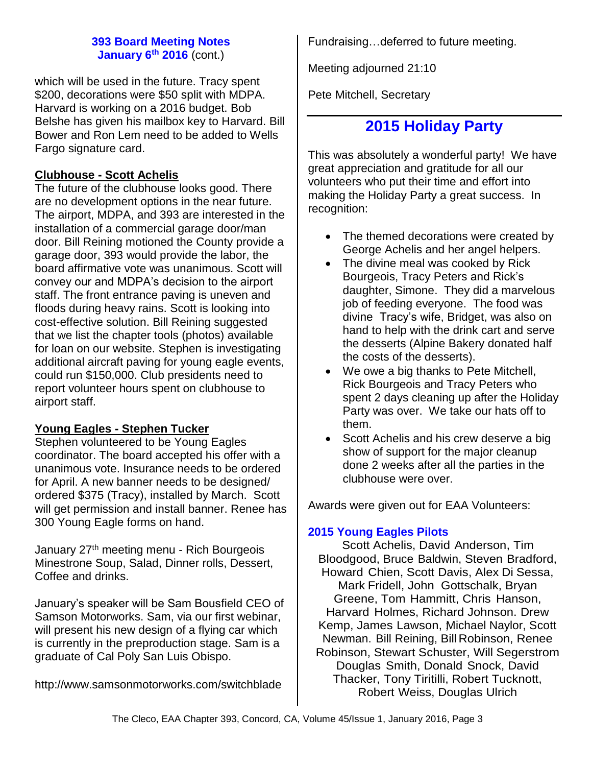### 393 Board Meeting Notes
### January 6th 2016 (cont.)

which will be used in the future. Tracy spent $200, decorations were $50 split with MDPA. Harvard is working on a 2016 budget. Bob Belshe has given his mailbox key to Harvard. Bill Bower and Ron Lem need to be added to Wells Fargo signature card.

**Clubhouse - Scott Achelis**

The future of the clubhouse looks good. There are no development options in the near future. The airport, MDPA, and 393 are interested in the installation of a commercial garage door/man door. Bill Reining motioned the County provide a garage door, 393 would provide the labor, the board affirmative vote was unanimous. Scott will convey our and MDPA's decision to the airport staff. The front entrance paving is uneven and floods during heavy rains. Scott is looking into cost-effective solution. Bill Reining suggested that we list the chapter tools (photos) available for loan on our website. Stephen is investigating additional aircraft paving for young eagle events, could run $150,000. Club presidents need to report volunteer hours spent on clubhouse to airport staff.

**Young Eagles - Stephen Tucker**

Stephen volunteered to be Young Eagles coordinator. The board accepted his offer with a unanimous vote. Insurance needs to be ordered for April. A new banner needs to be designed/ ordered $375 (Tracy), installed by March. Scott will get permission and install banner. Renee has 300 Young Eagle forms on hand.

January 27th meeting menu - Rich Bourgeois Minestrone Soup, Salad, Dinner rolls, Dessert, Coffee and drinks.

January's speaker will be Sam Bousfield CEO of Samson Motorworks. Sam, via our first webinar, will present his new design of a flying car which is currently in the preproduction stage. Sam is a graduate of Cal Poly San Luis Obispo.

http://www.samsonmotorworks.com/switchblade

Fundraising…deferred to future meeting.

Meeting adjourned 21:10

Pete Mitchell, Secretary

## 2015 Holiday Party

This was absolutely a wonderful party! We have great appreciation and gratitude for all our volunteers who put their time and effort into making the Holiday Party a great success. In recognition:

- The themed decorations were created by George Achelis and her angel helpers.
- The divine meal was cooked by Rick Bourgeois, Tracy Peters and Rick's daughter, Simone. They did a marvelous job of feeding everyone. The food was divine Tracy's wife, Bridget, was also on hand to help with the drink cart and serve the desserts (Alpine Bakery donated half the costs of the desserts).
- We owe a big thanks to Pete Mitchell, Rick Bourgeois and Tracy Peters who spent 2 days cleaning up after the Holiday Party was over. We take our hats off to them.
- Scott Achelis and his crew deserve a big show of support for the major cleanup done 2 weeks after all the parties in the clubhouse were over.

Awards were given out for EAA Volunteers:

### 2015 Young Eagles Pilots

Scott Achelis, David Anderson, Tim Bloodgood, Bruce Baldwin, Steven Bradford, Howard Chien, Scott Davis, Alex Di Sessa, Mark Fridell, John Gottschalk, Bryan Greene, Tom Hammitt, Chris Hanson, Harvard Holmes, Richard Johnson. Drew Kemp, James Lawson, Michael Naylor, Scott Newman. Bill Reining, Bill Robinson, Renee Robinson, Stewart Schuster, Will Segerstrom Douglas Smith, Donald Snock, David Thacker, Tony Tiritilli, Robert Tucknott, Robert Weiss, Douglas Ulrich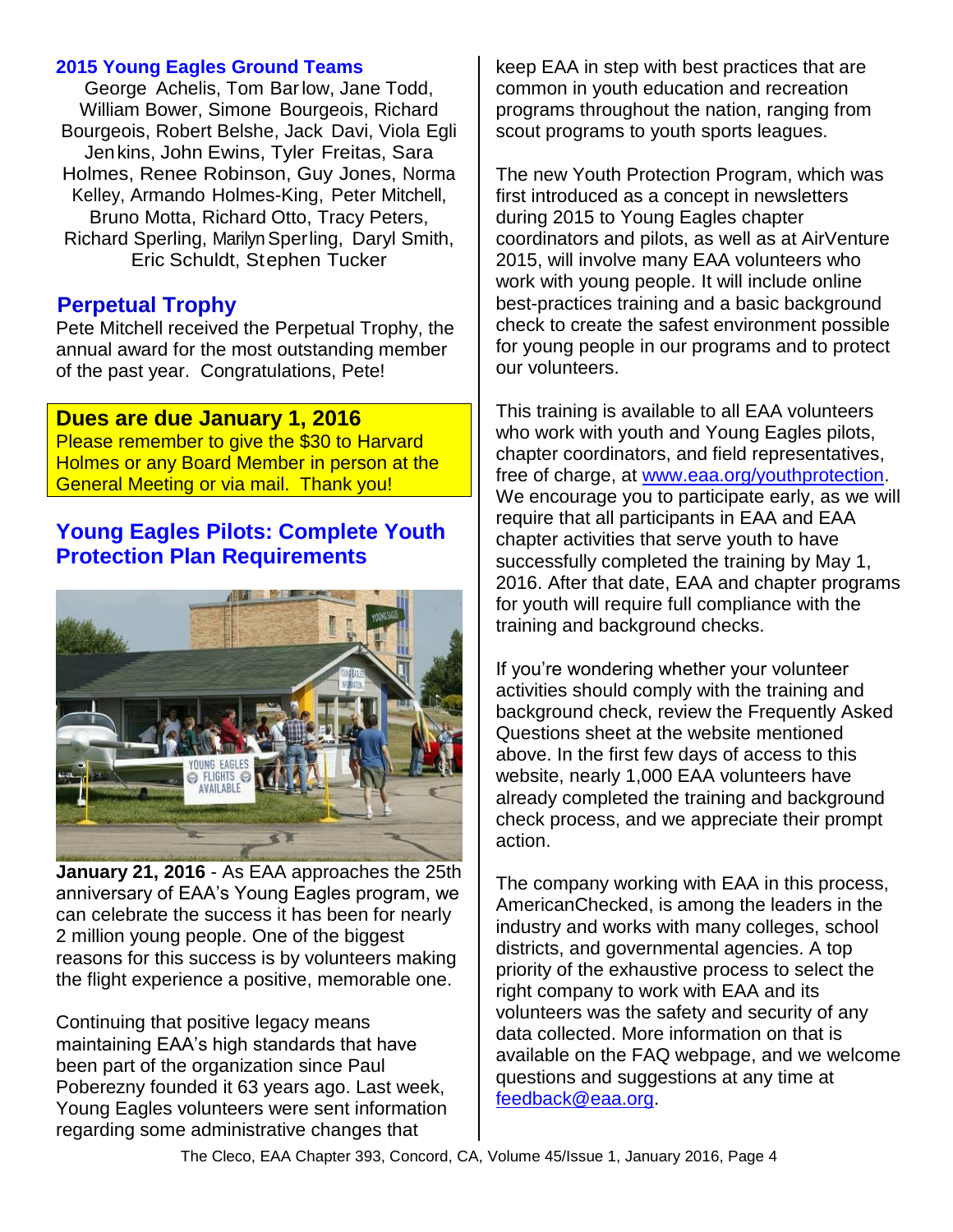## 2015 Young Eagles Ground Teams

George Achelis, Tom Barlow, Jane Todd, William Bower, Simone Bourgeois, Richard Bourgeois, Robert Belshe, Jack Davi, Viola Egli Jenkins, John Ewins, Tyler Freitas, Sara Holmes, Renee Robinson, Guy Jones, Norma Kelley, Armando Holmes-King, Peter Mitchell, Bruno Motta, Richard Otto, Tracy Peters, Richard Sperling, Marilyn Sperling, Daryl Smith, Eric Schuldt, Stephen Tucker

## Perpetual Trophy

Pete Mitchell received the Perpetual Trophy, the annual award for the most outstanding member of the past year. Congratulations, Pete!

**Dues are due January 1, 2016**

Please remember to give the $30 to Harvard Holmes or any Board Member in person at the General Meeting or via mail. Thank you!

## Young Eagles Pilots: Complete Youth Protection Plan Requirements

**January 21, 2016** - As EAA approaches the 25th anniversary of EAA's Young Eagles program, we can celebrate the success it has been for nearly 2 million young people. One of the biggest reasons for this success is by volunteers making the flight experience a positive, memorable one.

Continuing that positive legacy means maintaining EAA's high standards that have been part of the organization since Paul Poberezny founded it 63 years ago. Last week, Young Eagles volunteers were sent information regarding some administrative changes that keep EAA in step with best practices that are common in youth education and recreation programs throughout the nation, ranging from scout programs to youth sports leagues.

The new Youth Protection Program, which was first introduced as a concept in newsletters during 2015 to Young Eagles chapter coordinators and pilots, as well as at AirVenture 2015, will involve many EAA volunteers who work with young people. It will include online best-practices training and a basic background check to create the safest environment possible for young people in our programs and to protect our volunteers.

This training is available to all EAA volunteers who work with youth and Young Eagles pilots, chapter coordinators, and field representatives, free of charge, at www.eaa.org/youthprotection. We encourage you to participate early, as we will require that all participants in EAA and EAA chapter activities that serve youth to have successfully completed the training by May 1, 2016. After that date, EAA and chapter programs for youth will require full compliance with the training and background checks.

If you're wondering whether your volunteer activities should comply with the training and background check, review the Frequently Asked Questions sheet at the website mentioned above. In the first few days of access to this website, nearly 1,000 EAA volunteers have already completed the training and background check process, and we appreciate their prompt action.

The company working with EAA in this process, AmericanChecked, is among the leaders in the industry and works with many colleges, school districts, and governmental agencies. A top priority of the exhaustive process to select the right company to work with EAA and its volunteers was the safety and security of any data collected. More information on that is available on the FAQ webpage, and we welcome questions and suggestions at any time at feedback@eaa.org.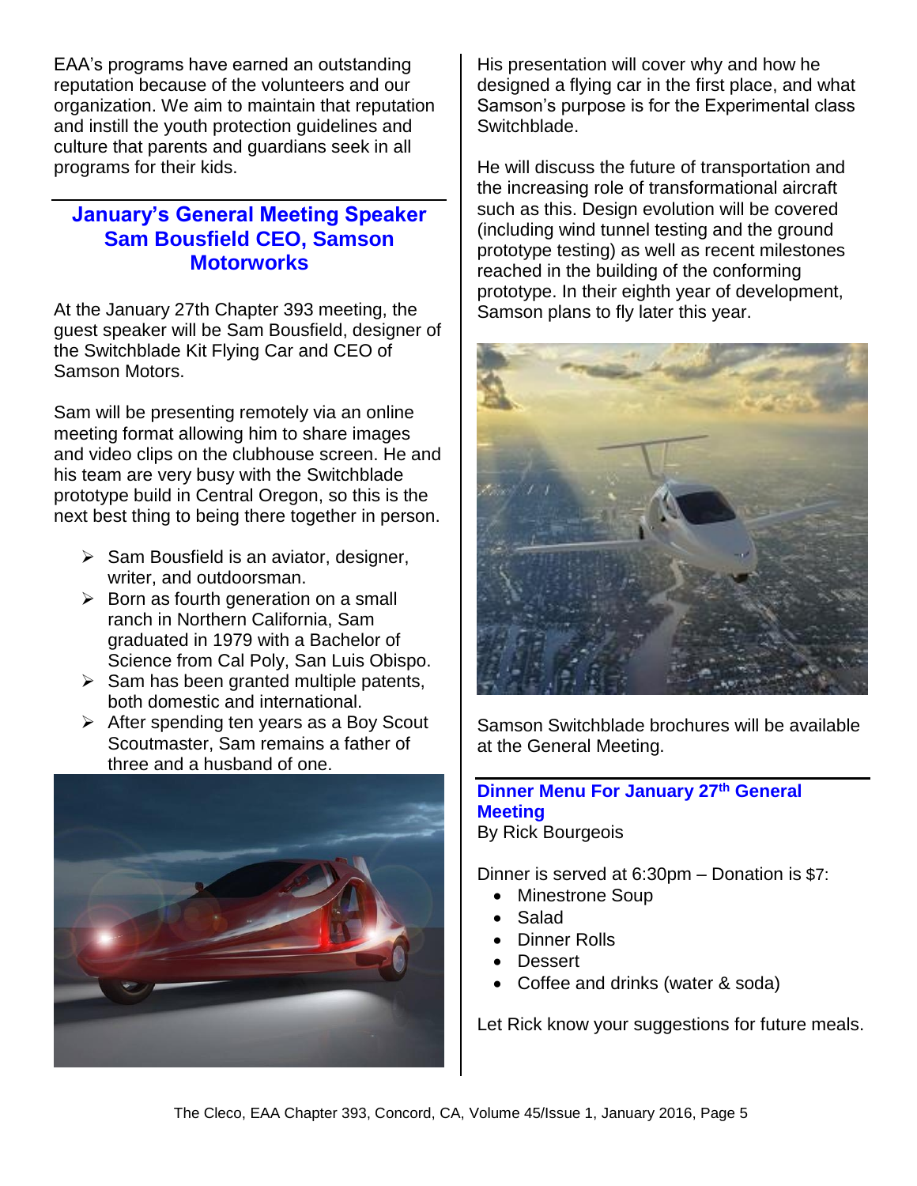EAA's programs have earned an outstanding reputation because of the volunteers and our organization. We aim to maintain that reputation and instill the youth protection guidelines and culture that parents and guardians seek in all programs for their kids.

## January's General Meeting Speaker Sam Bousfield CEO, Samson Motorworks

At the January 27th Chapter 393 meeting, the guest speaker will be Sam Bousfield, designer of the Switchblade Kit Flying Car and CEO of Samson Motors.

Sam will be presenting remotely via an online meeting format allowing him to share images and video clips on the clubhouse screen. He and his team are very busy with the Switchblade prototype build in Central Oregon, so this is the next best thing to being there together in person.

- Sam Bousfield is an aviator, designer, writer, and outdoorsman.
- Born as fourth generation on a small ranch in Northern California, Sam graduated in 1979 with a Bachelor of Science from Cal Poly, San Luis Obispo.
- Sam has been granted multiple patents, both domestic and international.
- After spending ten years as a Boy Scout Scoutmaster, Sam remains a father of three and a husband of one.

His presentation will cover why and how he designed a flying car in the first place, and what Samson's purpose is for the Experimental class Switchblade.

He will discuss the future of transportation and the increasing role of transformational aircraft such as this. Design evolution will be covered (including wind tunnel testing and the ground prototype testing) as well as recent milestones reached in the building of the conforming prototype. In their eighth year of development, Samson plans to fly later this year.

Samson Switchblade brochures will be available at the General Meeting.

## Dinner Menu For January 27th General Meeting

By Rick Bourgeois

Dinner is served at 6:30pm – Donation is $7:

- Minestrone Soup
- Salad
- Dinner Rolls
- Dessert
- Coffee and drinks (water & soda)

Let Rick know your suggestions for future meals.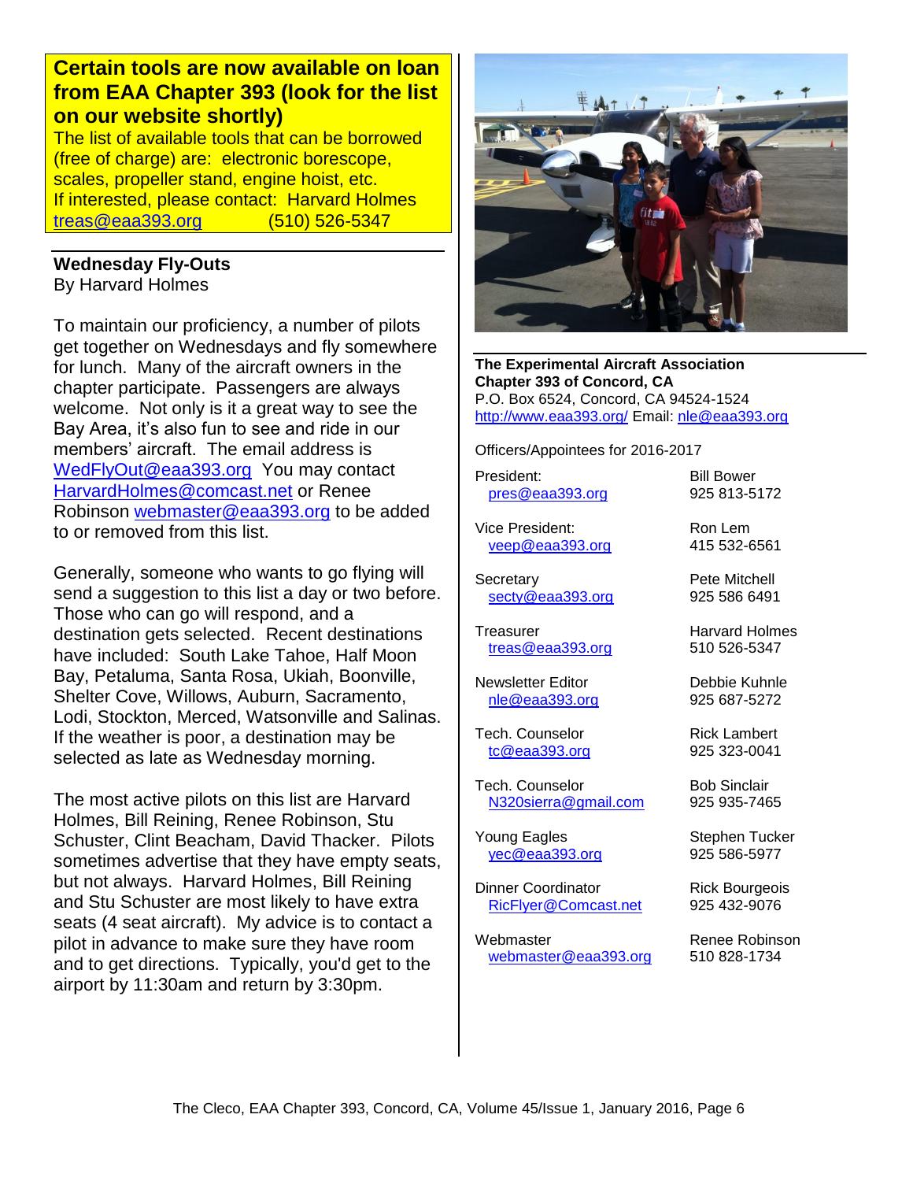**Certain tools are now available on loan from EAA Chapter 393 (look for the list on our website shortly)**

The list of available tools that can be borrowed (free of charge) are: electronic borescope, scales, propeller stand, engine hoist, etc.
If interested, please contact: Harvard Holmes
treas@eaa393.org (510) 526-5347

## Wednesday Fly-Outs

By Harvard Holmes

To maintain our proficiency, a number of pilots get together on Wednesdays and fly somewhere for lunch. Many of the aircraft owners in the chapter participate. Passengers are always welcome. Not only is it a great way to see the Bay Area, it's also fun to see and ride in our members' aircraft. The email address is WedFlyOut@eaa393.org You may contact HarvardHolmes@comcast.net or Renee Robinson webmaster@eaa393.org to be added to or removed from this list.

Generally, someone who wants to go flying will send a suggestion to this list a day or two before. Those who can go will respond, and a destination gets selected. Recent destinations have included: South Lake Tahoe, Half Moon Bay, Petaluma, Santa Rosa, Ukiah, Boonville, Shelter Cove, Willows, Auburn, Sacramento, Lodi, Stockton, Merced, Watsonville and Salinas. If the weather is poor, a destination may be selected as late as Wednesday morning.

The most active pilots on this list are Harvard Holmes, Bill Reining, Renee Robinson, Stu Schuster, Clint Beacham, David Thacker. Pilots sometimes advertise that they have empty seats, but not always. Harvard Holmes, Bill Reining and Stu Schuster are most likely to have extra seats (4 seat aircraft). My advice is to contact a pilot in advance to make sure they have room and to get directions. Typically, you'd get to the airport by 11:30am and return by 3:30pm.

**The Experimental Aircraft Association**
**Chapter 393 of Concord, CA**
P.O. Box 6524, Concord, CA 94524-1524
http://www.eaa393.org/ Email: nle@eaa393.org

Officers/Appointees for 2016-2017

| Position | Name / Phone |
|---|---|
| President: pres@eaa393.org | Bill Bower 925 813-5172 |
| Vice President: veep@eaa393.org | Ron Lem 415 532-6561 |
| Secretary secty@eaa393.org | Pete Mitchell 925 586 6491 |
| Treasurer treas@eaa393.org | Harvard Holmes 510 526-5347 |
| Newsletter Editor nle@eaa393.org | Debbie Kuhnle 925 687-5272 |
| Tech. Counselor tc@eaa393.org | Rick Lambert 925 323-0041 |
| Tech. Counselor N320sierra@gmail.com | Bob Sinclair 925 935-7465 |
| Young Eagles yec@eaa393.org | Stephen Tucker 925 586-5977 |
| Dinner Coordinator RicFlyer@Comcast.net | Rick Bourgeois 925 432-9076 |
| Webmaster webmaster@eaa393.org | Renee Robinson 510 828-1734 |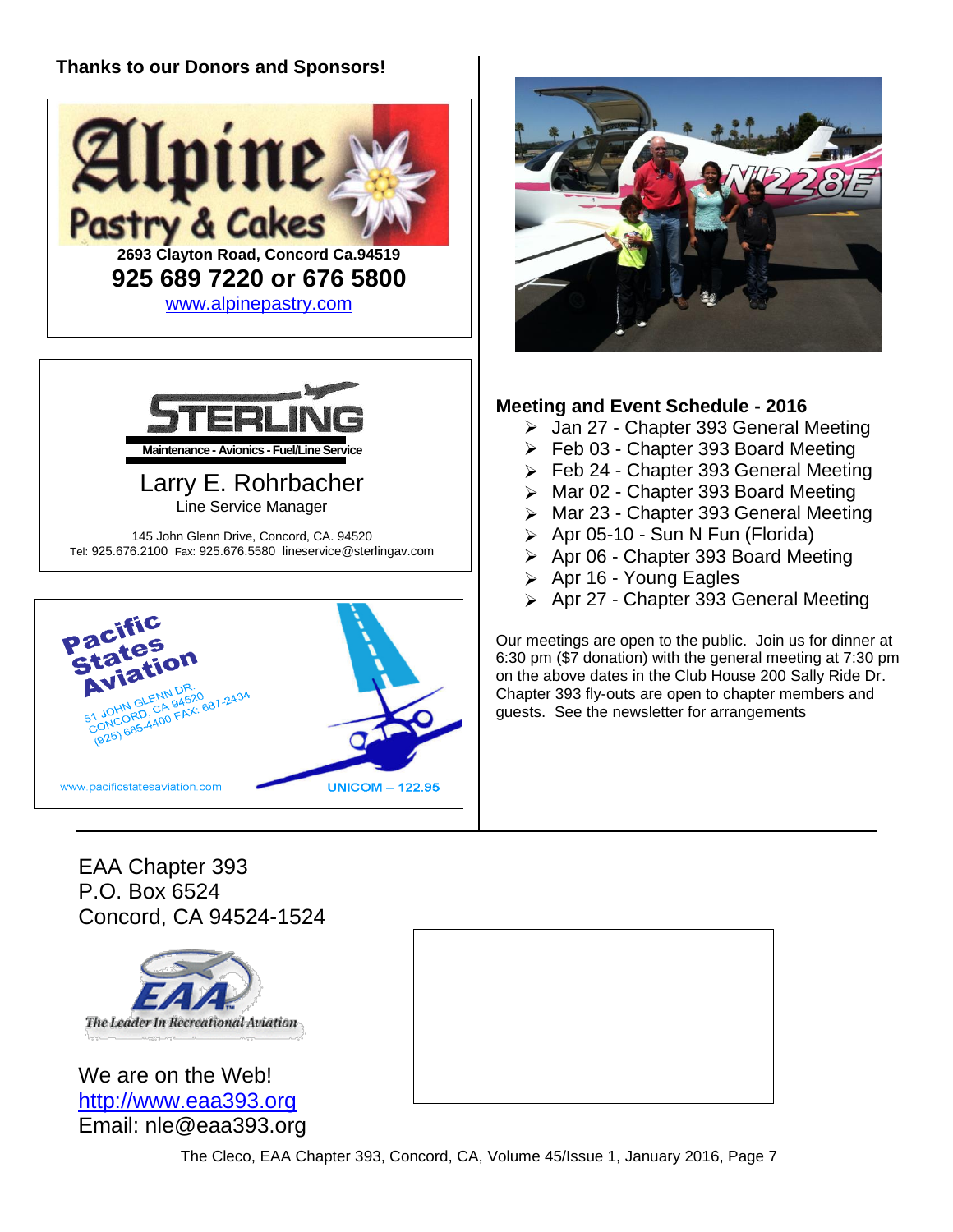**Thanks to our Donors and Sponsors!**

Alpine Pastry & Cakes

2693 Clayton Road, Concord Ca.94519

**925 689 7220 or 676 5800**

www.alpinepastry.com

STERLING

Maintenance - Avionics - Fuel/Line Service

Larry E. Rohrbacher

Line Service Manager

145 John Glenn Drive, Concord, CA. 94520

Tel: 925.676.2100 Fax: 925.676.5580 lineservice@sterlingav.com

Pacific States Aviation

51 JOHN GLENN DR.
CONCORD, CA 94520
(925) 685-4400 FAX: 687-2434

www.pacificstatesaviation.com

UNICOM – 122.95

## Meeting and Event Schedule - 2016

- Jan 27 - Chapter 393 General Meeting
- Feb 03 - Chapter 393 Board Meeting
- Feb 24 - Chapter 393 General Meeting
- Mar 02 - Chapter 393 Board Meeting
- Mar 23 - Chapter 393 General Meeting
- Apr 05-10 - Sun N Fun (Florida)
- Apr 06 - Chapter 393 Board Meeting
- Apr 16 - Young Eagles
- Apr 27 - Chapter 393 General Meeting

Our meetings are open to the public. Join us for dinner at 6:30 pm ($7 donation) with the general meeting at 7:30 pm on the above dates in the Club House 200 Sally Ride Dr. Chapter 393 fly-outs are open to chapter members and guests. See the newsletter for arrangements

EAA Chapter 393
P.O. Box 6524
Concord, CA 94524-1524

EAA The Leader In Recreational Aviation

We are on the Web!
http://www.eaa393.org
Email: nle@eaa393.org